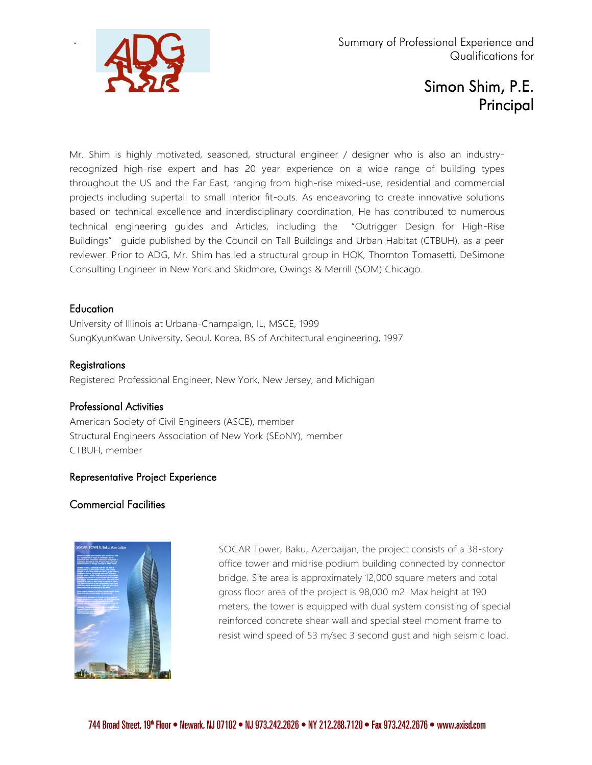Summary of Professional Experience and Qualifications for

# Simon Shim, P.E.
## Principal

Mr. Shim is highly motivated, seasoned, structural engineer / designer who is also an industry-recognized high-rise expert and has 20 year experience on a wide range of building types throughout the US and the Far East, ranging from high-rise mixed-use, residential and commercial projects including supertall to small interior fit-outs. As endeavoring to create innovative solutions based on technical excellence and interdisciplinary coordination, He has contributed to numerous technical engineering guides and Articles, including the "Outrigger Design for High-Rise Buildings" guide published by the Council on Tall Buildings and Urban Habitat (CTBUH), as a peer reviewer. Prior to ADG, Mr. Shim has led a structural group in HOK, Thornton Tomasetti, DeSimone Consulting Engineer in New York and Skidmore, Owings & Merrill (SOM) Chicago.

### Education

University of Illinois at Urbana-Champaign, IL, MSCE, 1999
SungKyunKwan University, Seoul, Korea, BS of Architectural engineering, 1997

### Registrations

Registered Professional Engineer, New York, New Jersey, and Michigan

### Professional Activities

American Society of Civil Engineers (ASCE), member
Structural Engineers Association of New York (SEoNY), member
CTBUH, member

### Representative Project Experience

### Commercial Facilities

SOCAR Tower, Baku, Azerbaijan, the project consists of a 38-story office tower and midrise podium building connected by connector bridge. Site area is approximately 12,000 square meters and total gross floor area of the project is 98,000 m2. Max height at 190 meters, the tower is equipped with dual system consisting of special reinforced concrete shear wall and special steel moment frame to resist wind speed of 53 m/sec 3 second gust and high seismic load.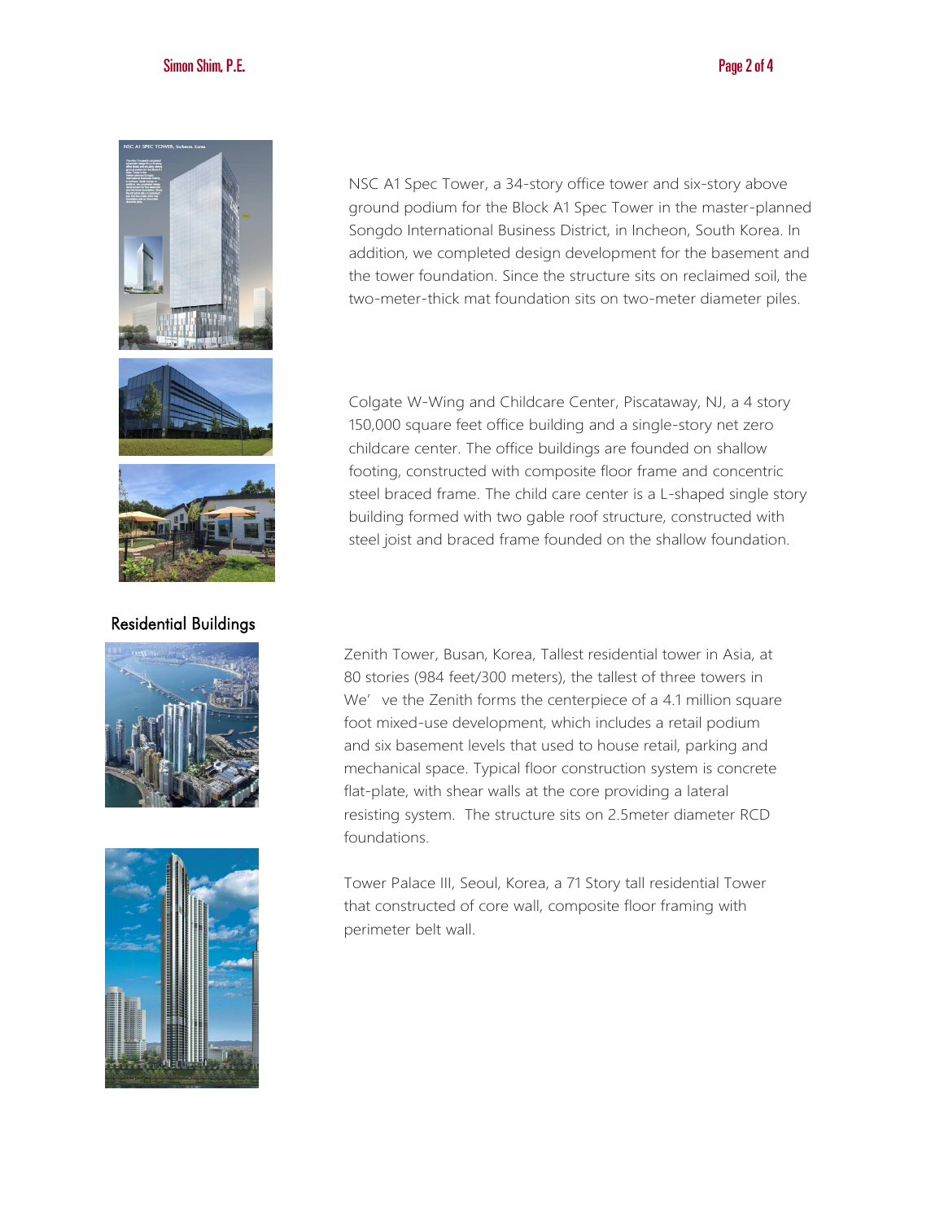NSC A1 Spec Tower, a 34-story office tower and six-story above ground podium for the Block A1 Spec Tower in the master-planned Songdo International Business District, in Incheon, South Korea. In addition, we completed design development for the basement and the tower foundation. Since the structure sits on reclaimed soil, the two-meter-thick mat foundation sits on two-meter diameter piles.

Colgate W-Wing and Childcare Center, Piscataway, NJ, a 4 story 150,000 square feet office building and a single-story net zero childcare center. The office buildings are founded on shallow footing, constructed with composite floor frame and concentric steel braced frame. The child care center is a L-shaped single story building formed with two gable roof structure, constructed with steel joist and braced frame founded on the shallow foundation.

## Residential Buildings

Zenith Tower, Busan, Korea, Tallest residential tower in Asia, at 80 stories (984 feet/300 meters), the tallest of three towers in We' ve the Zenith forms the centerpiece of a 4.1 million square foot mixed-use development, which includes a retail podium and six basement levels that used to house retail, parking and mechanical space. Typical floor construction system is concrete flat-plate, with shear walls at the core providing a lateral resisting system. The structure sits on 2.5meter diameter RCD foundations.

Tower Palace III, Seoul, Korea, a 71 Story tall residential Tower that constructed of core wall, composite floor framing with perimeter belt wall.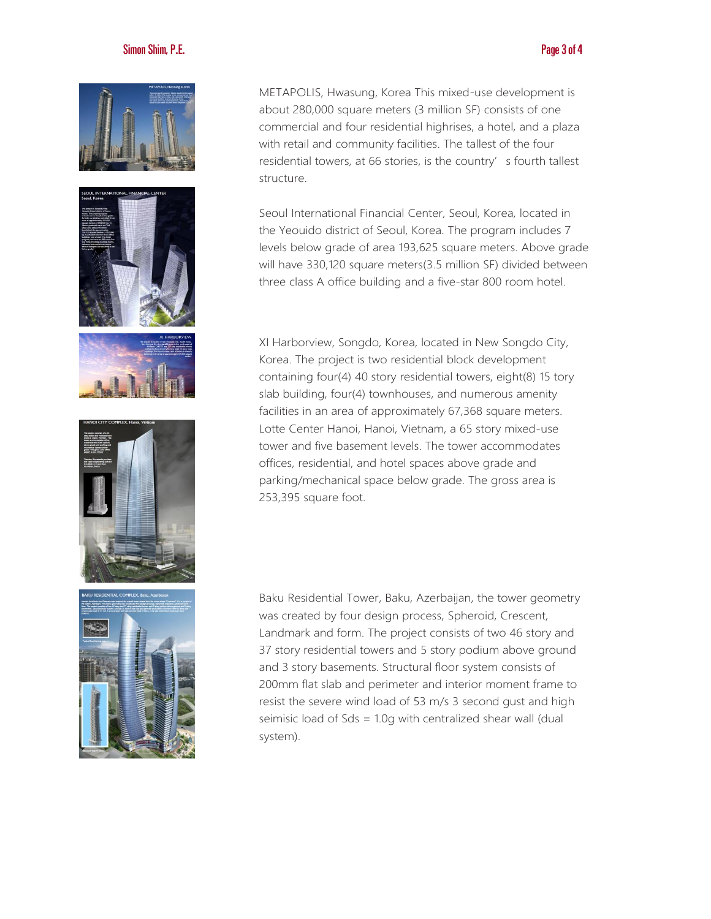METAPOLIS, Hwasung, Korea This mixed-use development is about 280,000 square meters (3 million SF) consists of one commercial and four residential highrises, a hotel, and a plaza with retail and community facilities. The tallest of the four residential towers, at 66 stories, is the country's fourth tallest structure.

Seoul International Financial Center, Seoul, Korea, located in the Yeouido district of Seoul, Korea. The program includes 7 levels below grade of area 193,625 square meters. Above grade will have 330,120 square meters(3.5 million SF) divided between three class A office building and a five-star 800 room hotel.

XI Harborview, Songdo, Korea, located in New Songdo City, Korea. The project is two residential block development containing four(4) 40 story residential towers, eight(8) 15 tory slab building, four(4) townhouses, and numerous amenity facilities in an area of approximately 67,368 square meters.
Lotte Center Hanoi, Hanoi, Vietnam, a 65 story mixed-use tower and five basement levels. The tower accommodates offices, residential, and hotel spaces above grade and parking/mechanical space below grade. The gross area is 253,395 square foot.

Baku Residential Tower, Baku, Azerbaijan, the tower geometry was created by four design process, Spheroid, Crescent, Landmark and form. The project consists of two 46 story and 37 story residential towers and 5 story podium above ground and 3 story basements. Structural floor system consists of 200mm flat slab and perimeter and interior moment frame to resist the severe wind load of 53 m/s 3 second gust and high seimisic load of Sds = 1.0g with centralized shear wall (dual system).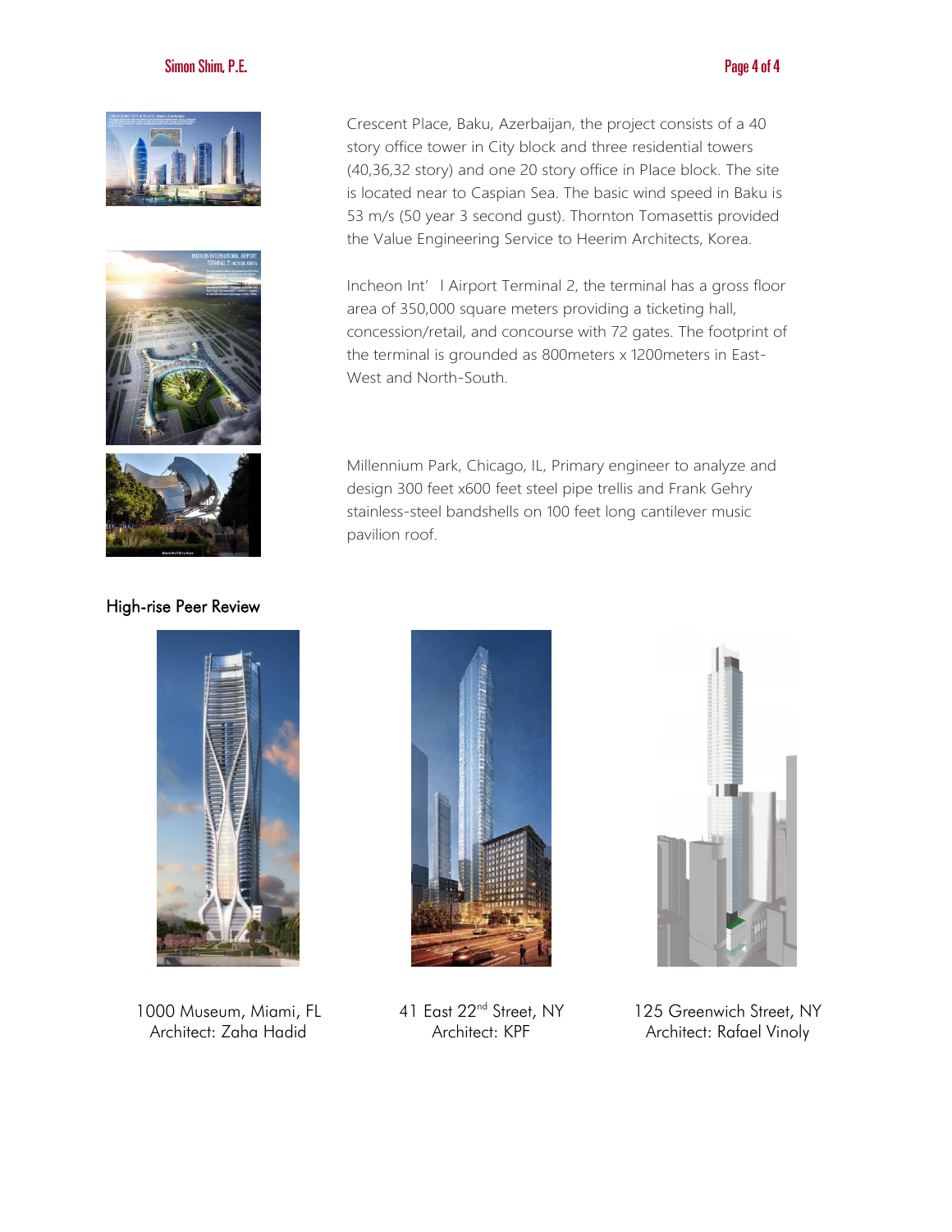Crescent Place, Baku, Azerbaijan, the project consists of a 40 story office tower in City block and three residential towers (40,36,32 story) and one 20 story office in Place block. The site is located near to Caspian Sea. The basic wind speed in Baku is 53 m/s (50 year 3 second gust). Thornton Tomasettis provided the Value Engineering Service to Heerim Architects, Korea.

Incheon Int' l Airport Terminal 2, the terminal has a gross floor area of 350,000 square meters providing a ticketing hall, concession/retail, and concourse with 72 gates. The footprint of the terminal is grounded as 800meters x 1200meters in East-West and North-South.

Millennium Park, Chicago, IL, Primary engineer to analyze and design 300 feet x600 feet steel pipe trellis and Frank Gehry stainless-steel bandshells on 100 feet long cantilever music pavilion roof.

## High-rise Peer Review

1000 Museum, Miami, FL
Architect: Zaha Hadid

41 East 22$^{nd}$ Street, NY
Architect: KPF

125 Greenwich Street, NY
Architect: Rafael Vinoly